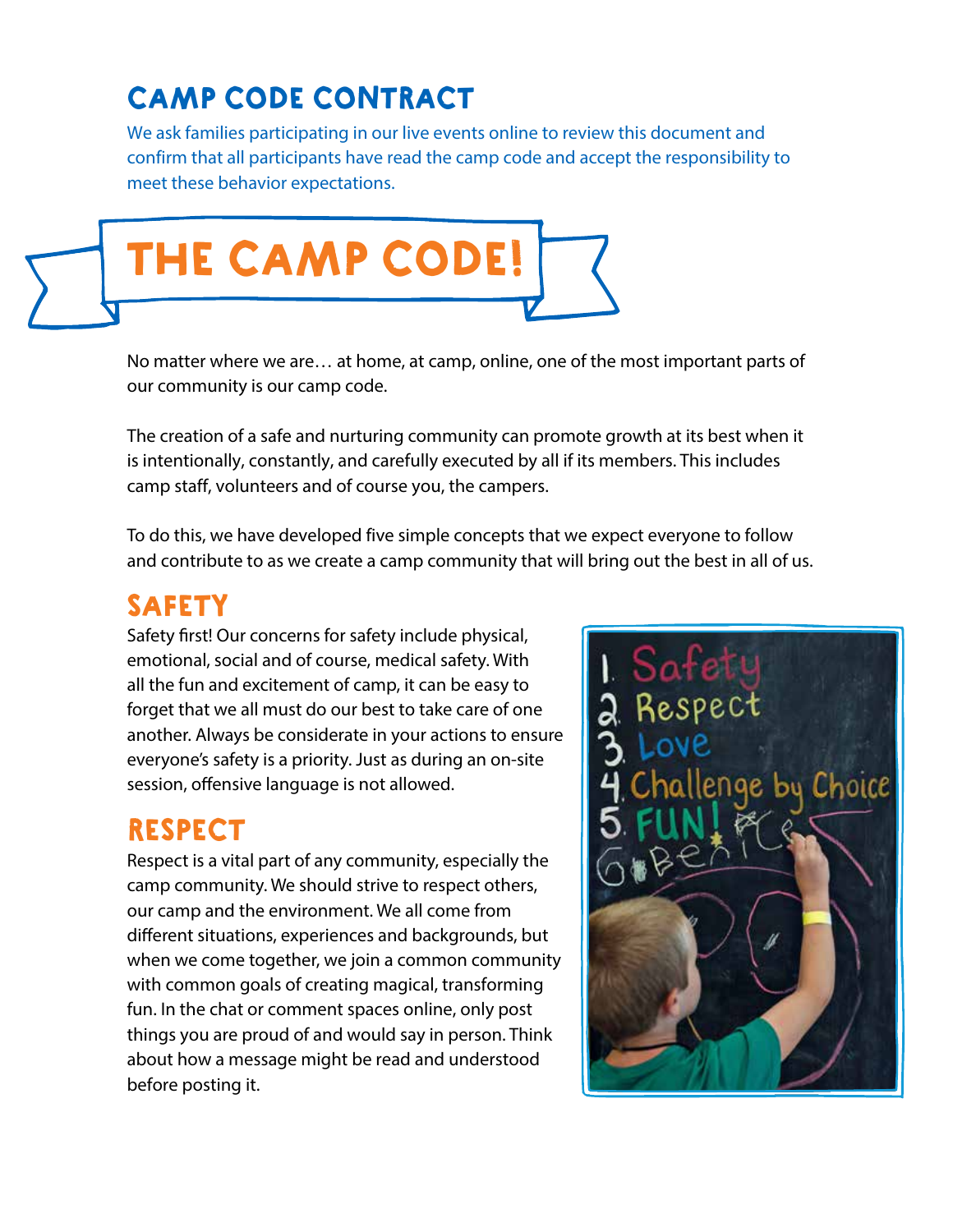## CAMP CODE CONTRACT

We ask families participating in our live events online to review this document and confirm that all participants have read the camp code and accept the responsibility to meet these behavior expectations.

# THE CAMP CODE!

No matter where we are… at home, at camp, online, one of the most important parts of our community is our camp code.

The creation of a safe and nurturing community can promote growth at its best when it is intentionally, constantly, and carefully executed by all if its members. This includes camp staff, volunteers and of course you, the campers.

To do this, we have developed five simple concepts that we expect everyone to follow and contribute to as we create a camp community that will bring out the best in all of us.

## SAFETY

Safety first! Our concerns for safety include physical, emotional, social and of course, medical safety. With all the fun and excitement of camp, it can be easy to forget that we all must do our best to take care of one another. Always be considerate in your actions to ensure everyone's safety is a priority. Just as during an on-site session, offensive language is not allowed.

## RESPECT

Respect is a vital part of any community, especially the camp community. We should strive to respect others, our camp and the environment. We all come from different situations, experiences and backgrounds, but when we come together, we join a common community with common goals of creating magical, transforming fun. In the chat or comment spaces online, only post things you are proud of and would say in person. Think about how a message might be read and understood before posting it.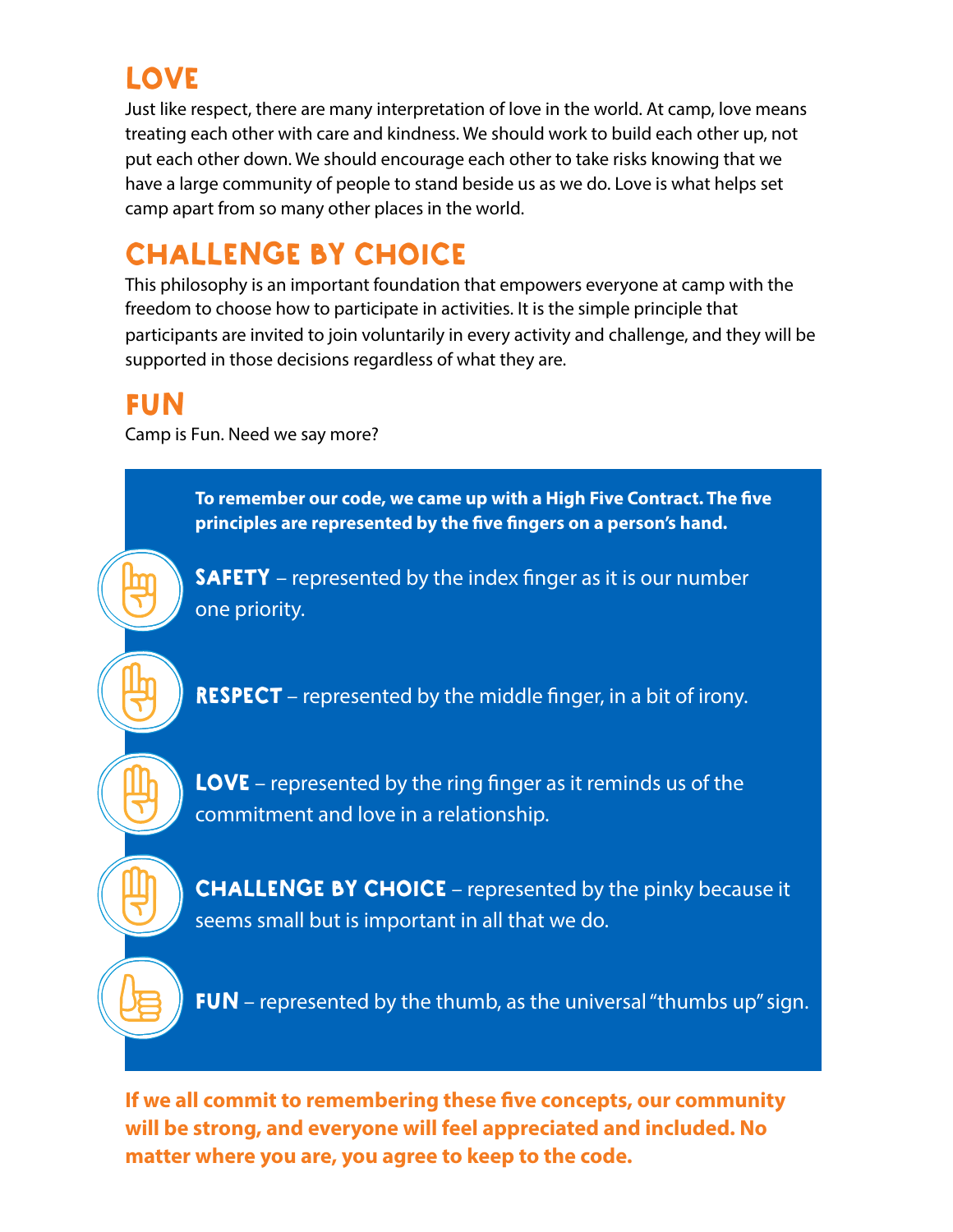## LOVE

Just like respect, there are many interpretation of love in the world. At camp, love means treating each other with care and kindness. We should work to build each other up, not put each other down. We should encourage each other to take risks knowing that we have a large community of people to stand beside us as we do. Love is what helps set camp apart from so many other places in the world.

## CHALLENGE BY CHOICE

This philosophy is an important foundation that empowers everyone at camp with the freedom to choose how to participate in activities. It is the simple principle that participants are invited to join voluntarily in every activity and challenge, and they will be supported in those decisions regardless of what they are.

## FUN

Camp is Fun. Need we say more?

**To remember our code, we came up with a High Five Contract. The five principles are represented by the five fingers on a person's hand.**

**SAFETY** – represented by the index finger as it is our number one priority.

**RESPECT** – represented by the middle finger, in a bit of irony.

**LOVE** – represented by the ring finger as it reminds us of the commitment and love in a relationship.

**CHALLENGE BY CHOICE** – represented by the pinky because it seems small but is important in all that we do.

**FUN** – represented by the thumb, as the universal "thumbs up" sign.

**If we all commit to remembering these five concepts, our community will be strong, and everyone will feel appreciated and included. No matter where you are, you agree to keep to the code.**